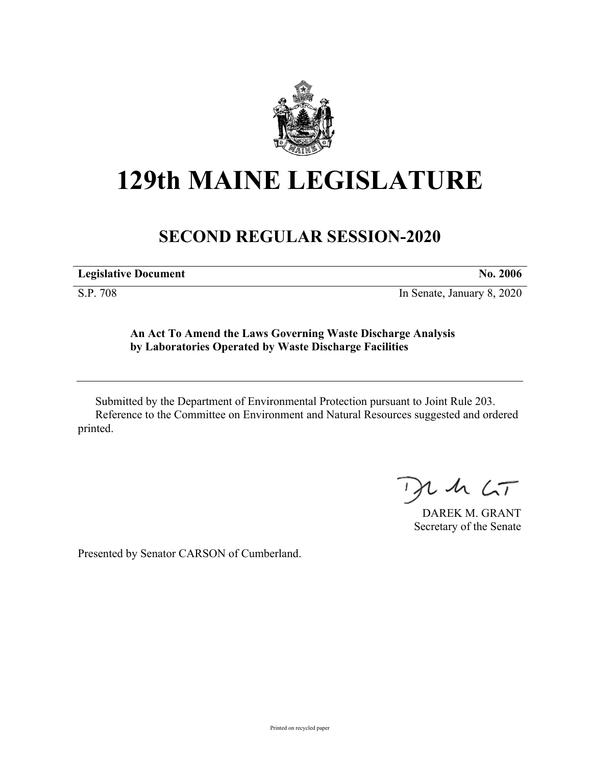# 129th MAINE LEGISLATURE

## SECOND REGULAR SESSION-2020

| **Legislative Document** | **No. 2006** |
| --- | --- |
| S.P. 708 | In Senate, January 8, 2020 |

**An Act To Amend the Laws Governing Waste Discharge Analysis by Laboratories Operated by Waste Discharge Facilities**

Submitted by the Department of Environmental Protection pursuant to Joint Rule 203.
Reference to the Committee on Environment and Natural Resources suggested and ordered printed.

DAREK M. GRANT
Secretary of the Senate

Presented by Senator CARSON of Cumberland.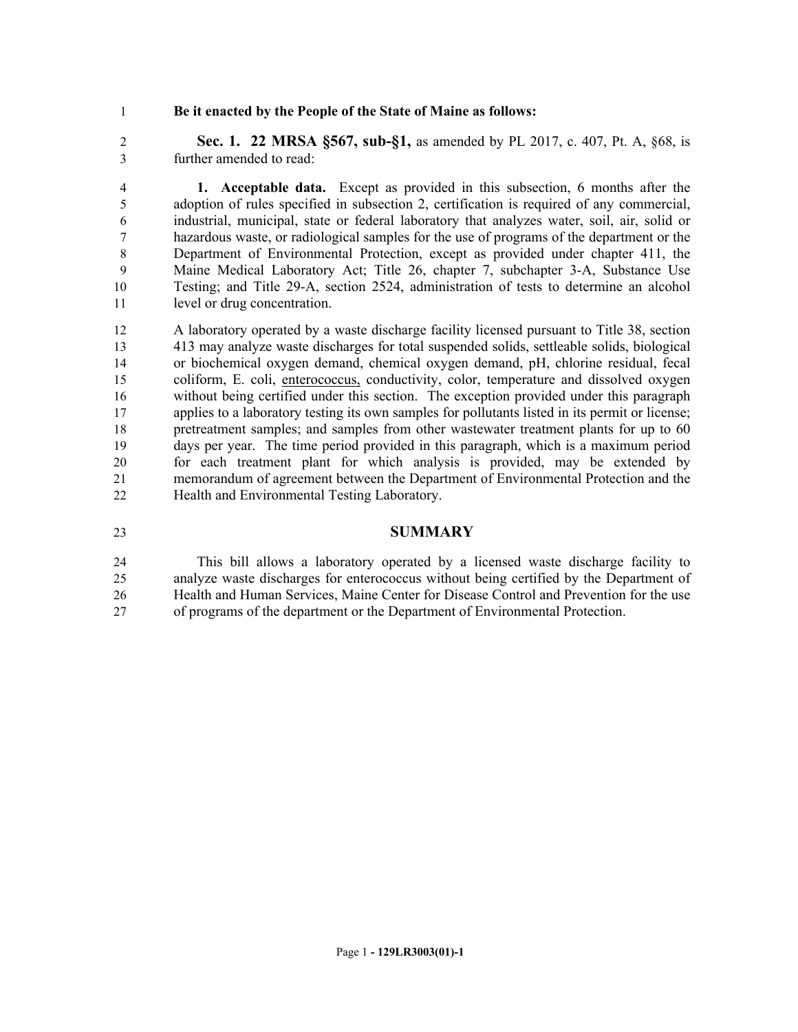**Be it enacted by the People of the State of Maine as follows:**

**Sec. 1. 22 MRSA §567, sub-§1,** as amended by PL 2017, c. 407, Pt. A, §68, is further amended to read:

**1. Acceptable data.** Except as provided in this subsection, 6 months after the adoption of rules specified in subsection 2, certification is required of any commercial, industrial, municipal, state or federal laboratory that analyzes water, soil, air, solid or hazardous waste, or radiological samples for the use of programs of the department or the Department of Environmental Protection, except as provided under chapter 411, the Maine Medical Laboratory Act; Title 26, chapter 7, subchapter 3-A, Substance Use Testing; and Title 29-A, section 2524, administration of tests to determine an alcohol level or drug concentration.

A laboratory operated by a waste discharge facility licensed pursuant to Title 38, section 413 may analyze waste discharges for total suspended solids, settleable solids, biological or biochemical oxygen demand, chemical oxygen demand, pH, chlorine residual, fecal coliform, E. coli, <u>enterococcus,</u> conductivity, color, temperature and dissolved oxygen without being certified under this section. The exception provided under this paragraph applies to a laboratory testing its own samples for pollutants listed in its permit or license; pretreatment samples; and samples from other wastewater treatment plants for up to 60 days per year. The time period provided in this paragraph, which is a maximum period for each treatment plant for which analysis is provided, may be extended by memorandum of agreement between the Department of Environmental Protection and the Health and Environmental Testing Laboratory.

## SUMMARY

This bill allows a laboratory operated by a licensed waste discharge facility to analyze waste discharges for enterococcus without being certified by the Department of Health and Human Services, Maine Center for Disease Control and Prevention for the use of programs of the department or the Department of Environmental Protection.